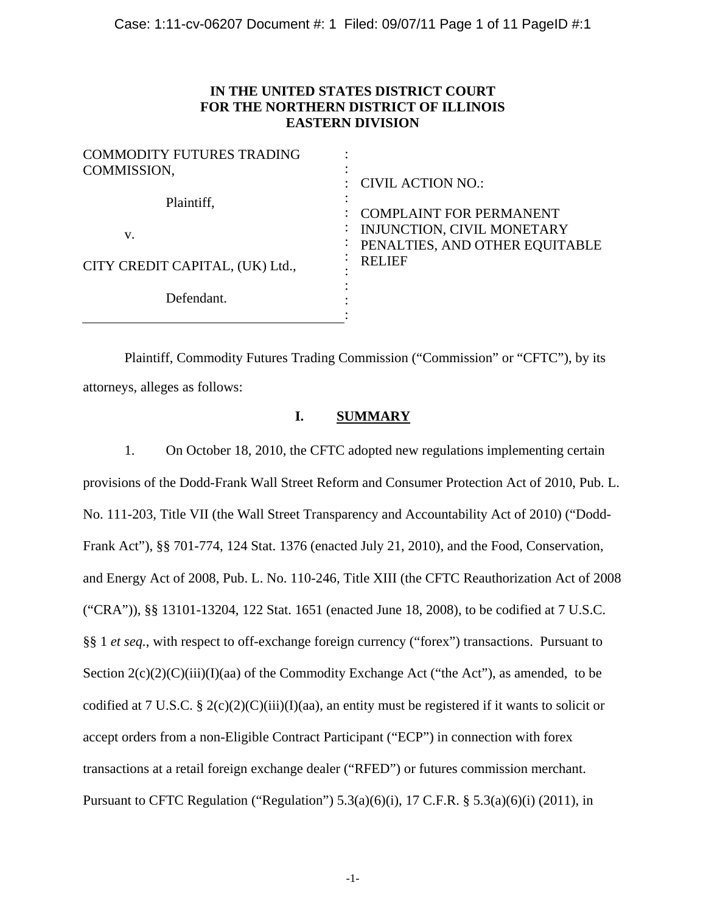**IN THE UNITED STATES DISTRICT COURT**
**FOR THE NORTHERN DISTRICT OF ILLINOIS**
**EASTERN DIVISION**

| | |
|---|---|
| COMMODITY FUTURES TRADING COMMISSION,<br><br>Plaintiff,<br><br>v.<br><br>CITY CREDIT CAPITAL, (UK) Ltd.,<br><br>Defendant. | CIVIL ACTION NO.:<br><br>COMPLAINT FOR PERMANENT INJUNCTION, CIVIL MONETARY PENALTIES, AND OTHER EQUITABLE RELIEF |

Plaintiff, Commodity Futures Trading Commission ("Commission" or "CFTC"), by its attorneys, alleges as follows:

## I. SUMMARY

1. On October 18, 2010, the CFTC adopted new regulations implementing certain provisions of the Dodd-Frank Wall Street Reform and Consumer Protection Act of 2010, Pub. L. No. 111-203, Title VII (the Wall Street Transparency and Accountability Act of 2010) ("Dodd-Frank Act"), §§ 701-774, 124 Stat. 1376 (enacted July 21, 2010), and the Food, Conservation, and Energy Act of 2008, Pub. L. No. 110-246, Title XIII (the CFTC Reauthorization Act of 2008 ("CRA")), §§ 13101-13204, 122 Stat. 1651 (enacted June 18, 2008), to be codified at 7 U.S.C. §§ 1 *et seq.*, with respect to off-exchange foreign currency ("forex") transactions. Pursuant to Section 2(c)(2)(C)(iii)(I)(aa) of the Commodity Exchange Act ("the Act"), as amended, to be codified at 7 U.S.C. § 2(c)(2)(C)(iii)(I)(aa), an entity must be registered if it wants to solicit or accept orders from a non-Eligible Contract Participant ("ECP") in connection with forex transactions at a retail foreign exchange dealer ("RFED") or futures commission merchant. Pursuant to CFTC Regulation ("Regulation") 5.3(a)(6)(i), 17 C.F.R. § 5.3(a)(6)(i) (2011), in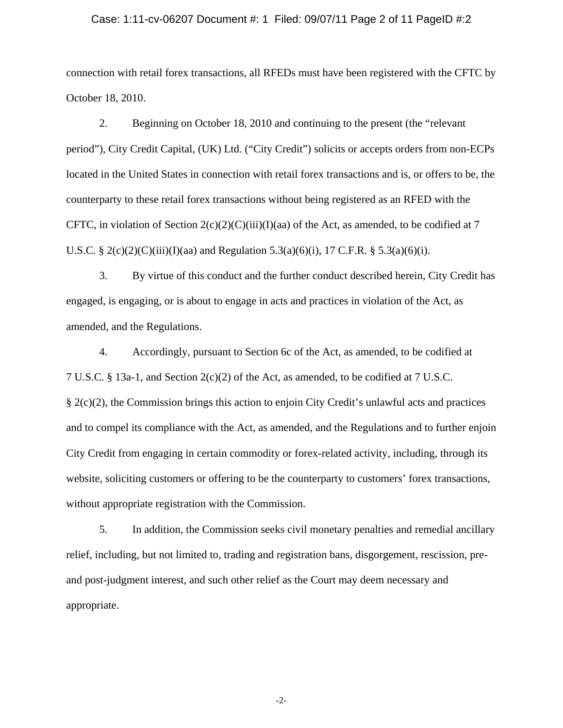connection with retail forex transactions, all RFEDs must have been registered with the CFTC by October 18, 2010.

2. Beginning on October 18, 2010 and continuing to the present (the "relevant period"), City Credit Capital, (UK) Ltd. ("City Credit") solicits or accepts orders from non-ECPs located in the United States in connection with retail forex transactions and is, or offers to be, the counterparty to these retail forex transactions without being registered as an RFED with the CFTC, in violation of Section 2(c)(2)(C)(iii)(I)(aa) of the Act, as amended, to be codified at 7 U.S.C. § 2(c)(2)(C)(iii)(I)(aa) and Regulation 5.3(a)(6)(i), 17 C.F.R. § 5.3(a)(6)(i).

3. By virtue of this conduct and the further conduct described herein, City Credit has engaged, is engaging, or is about to engage in acts and practices in violation of the Act, as amended, and the Regulations.

4. Accordingly, pursuant to Section 6c of the Act, as amended, to be codified at 7 U.S.C. § 13a-1, and Section 2(c)(2) of the Act, as amended, to be codified at 7 U.S.C. § 2(c)(2), the Commission brings this action to enjoin City Credit's unlawful acts and practices and to compel its compliance with the Act, as amended, and the Regulations and to further enjoin City Credit from engaging in certain commodity or forex-related activity, including, through its website, soliciting customers or offering to be the counterparty to customers' forex transactions, without appropriate registration with the Commission.

5. In addition, the Commission seeks civil monetary penalties and remedial ancillary relief, including, but not limited to, trading and registration bans, disgorgement, rescission, pre- and post-judgment interest, and such other relief as the Court may deem necessary and appropriate.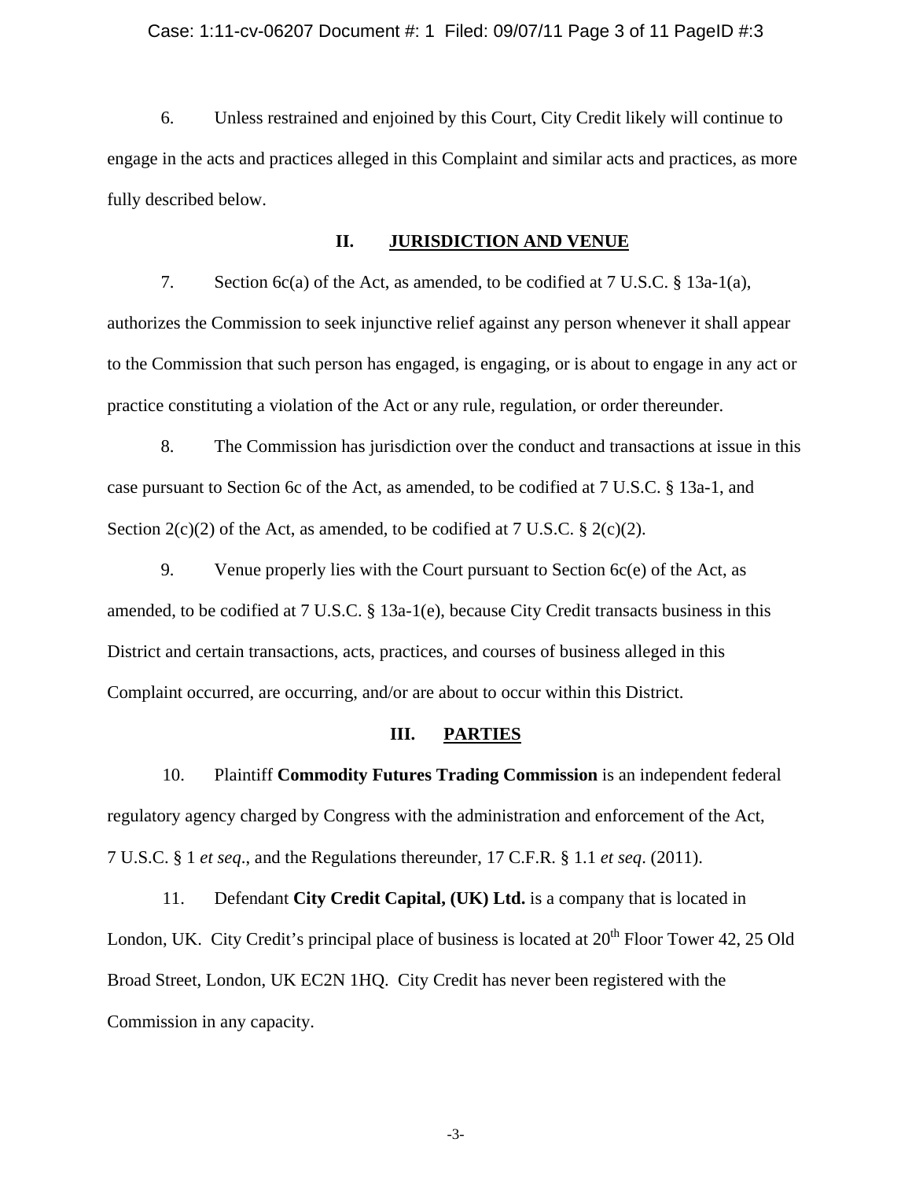6. Unless restrained and enjoined by this Court, City Credit likely will continue to engage in the acts and practices alleged in this Complaint and similar acts and practices, as more fully described below.

## II. JURISDICTION AND VENUE

7. Section 6c(a) of the Act, as amended, to be codified at 7 U.S.C. § 13a-1(a), authorizes the Commission to seek injunctive relief against any person whenever it shall appear to the Commission that such person has engaged, is engaging, or is about to engage in any act or practice constituting a violation of the Act or any rule, regulation, or order thereunder.

8. The Commission has jurisdiction over the conduct and transactions at issue in this case pursuant to Section 6c of the Act, as amended, to be codified at 7 U.S.C. § 13a-1, and Section 2(c)(2) of the Act, as amended, to be codified at 7 U.S.C. § 2(c)(2).

9. Venue properly lies with the Court pursuant to Section 6c(e) of the Act, as amended, to be codified at 7 U.S.C. § 13a-1(e), because City Credit transacts business in this District and certain transactions, acts, practices, and courses of business alleged in this Complaint occurred, are occurring, and/or are about to occur within this District.

## III. PARTIES

10. Plaintiff **Commodity Futures Trading Commission** is an independent federal regulatory agency charged by Congress with the administration and enforcement of the Act, 7 U.S.C. § 1 *et seq*., and the Regulations thereunder, 17 C.F.R. § 1.1 *et seq*. (2011).

11. Defendant **City Credit Capital, (UK) Ltd.** is a company that is located in London, UK. City Credit's principal place of business is located at 20th Floor Tower 42, 25 Old Broad Street, London, UK EC2N 1HQ. City Credit has never been registered with the Commission in any capacity.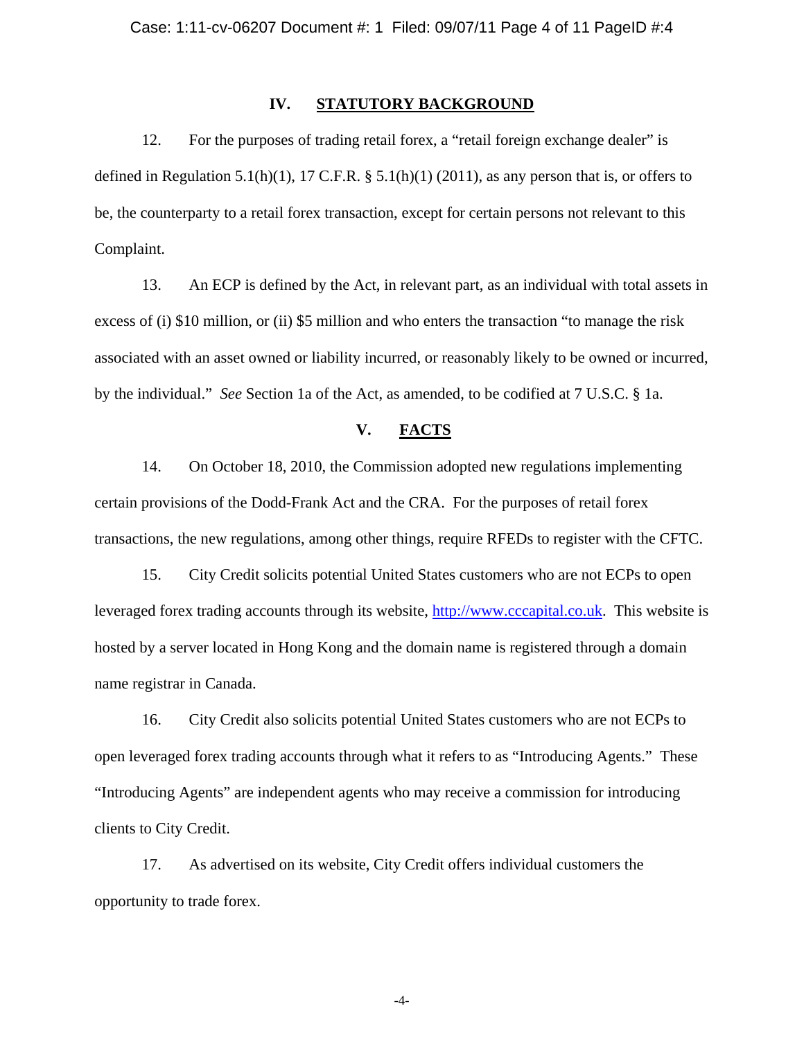## IV. STATUTORY BACKGROUND

12. For the purposes of trading retail forex, a "retail foreign exchange dealer" is defined in Regulation 5.1(h)(1), 17 C.F.R. § 5.1(h)(1) (2011), as any person that is, or offers to be, the counterparty to a retail forex transaction, except for certain persons not relevant to this Complaint.

13. An ECP is defined by the Act, in relevant part, as an individual with total assets in excess of (i) \$10 million, or (ii) \$5 million and who enters the transaction "to manage the risk associated with an asset owned or liability incurred, or reasonably likely to be owned or incurred, by the individual." *See* Section 1a of the Act, as amended, to be codified at 7 U.S.C. § 1a.

## V. FACTS

14. On October 18, 2010, the Commission adopted new regulations implementing certain provisions of the Dodd-Frank Act and the CRA. For the purposes of retail forex transactions, the new regulations, among other things, require RFEDs to register with the CFTC.

15. City Credit solicits potential United States customers who are not ECPs to open leveraged forex trading accounts through its website, http://www.cccapital.co.uk. This website is hosted by a server located in Hong Kong and the domain name is registered through a domain name registrar in Canada.

16. City Credit also solicits potential United States customers who are not ECPs to open leveraged forex trading accounts through what it refers to as "Introducing Agents." These "Introducing Agents" are independent agents who may receive a commission for introducing clients to City Credit.

17. As advertised on its website, City Credit offers individual customers the opportunity to trade forex.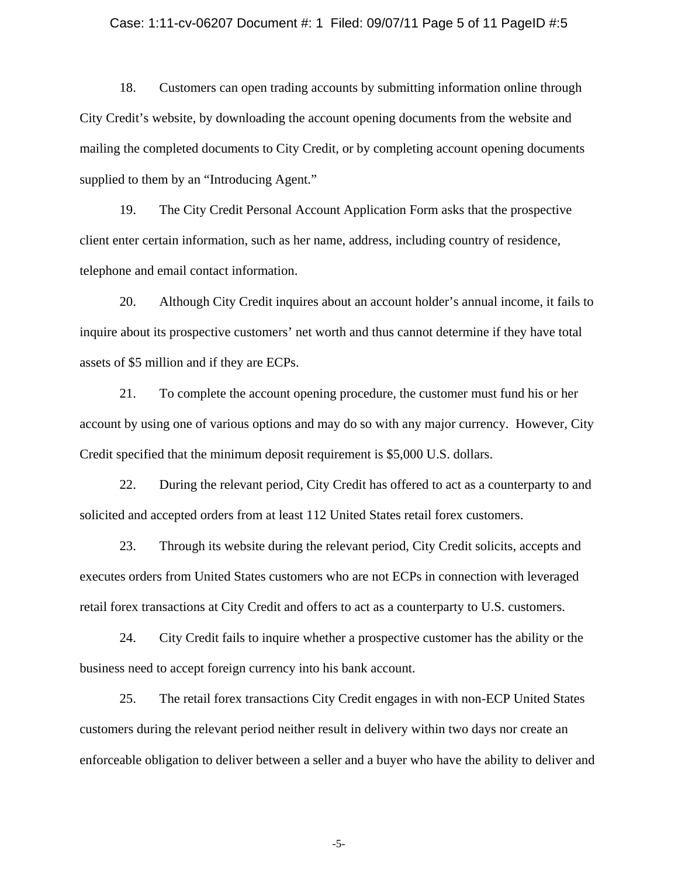18. Customers can open trading accounts by submitting information online through City Credit's website, by downloading the account opening documents from the website and mailing the completed documents to City Credit, or by completing account opening documents supplied to them by an "Introducing Agent."

19. The City Credit Personal Account Application Form asks that the prospective client enter certain information, such as her name, address, including country of residence, telephone and email contact information.

20. Although City Credit inquires about an account holder's annual income, it fails to inquire about its prospective customers' net worth and thus cannot determine if they have total assets of $5 million and if they are ECPs.

21. To complete the account opening procedure, the customer must fund his or her account by using one of various options and may do so with any major currency. However, City Credit specified that the minimum deposit requirement is $5,000 U.S. dollars.

22. During the relevant period, City Credit has offered to act as a counterparty to and solicited and accepted orders from at least 112 United States retail forex customers.

23. Through its website during the relevant period, City Credit solicits, accepts and executes orders from United States customers who are not ECPs in connection with leveraged retail forex transactions at City Credit and offers to act as a counterparty to U.S. customers.

24. City Credit fails to inquire whether a prospective customer has the ability or the business need to accept foreign currency into his bank account.

25. The retail forex transactions City Credit engages in with non-ECP United States customers during the relevant period neither result in delivery within two days nor create an enforceable obligation to deliver between a seller and a buyer who have the ability to deliver and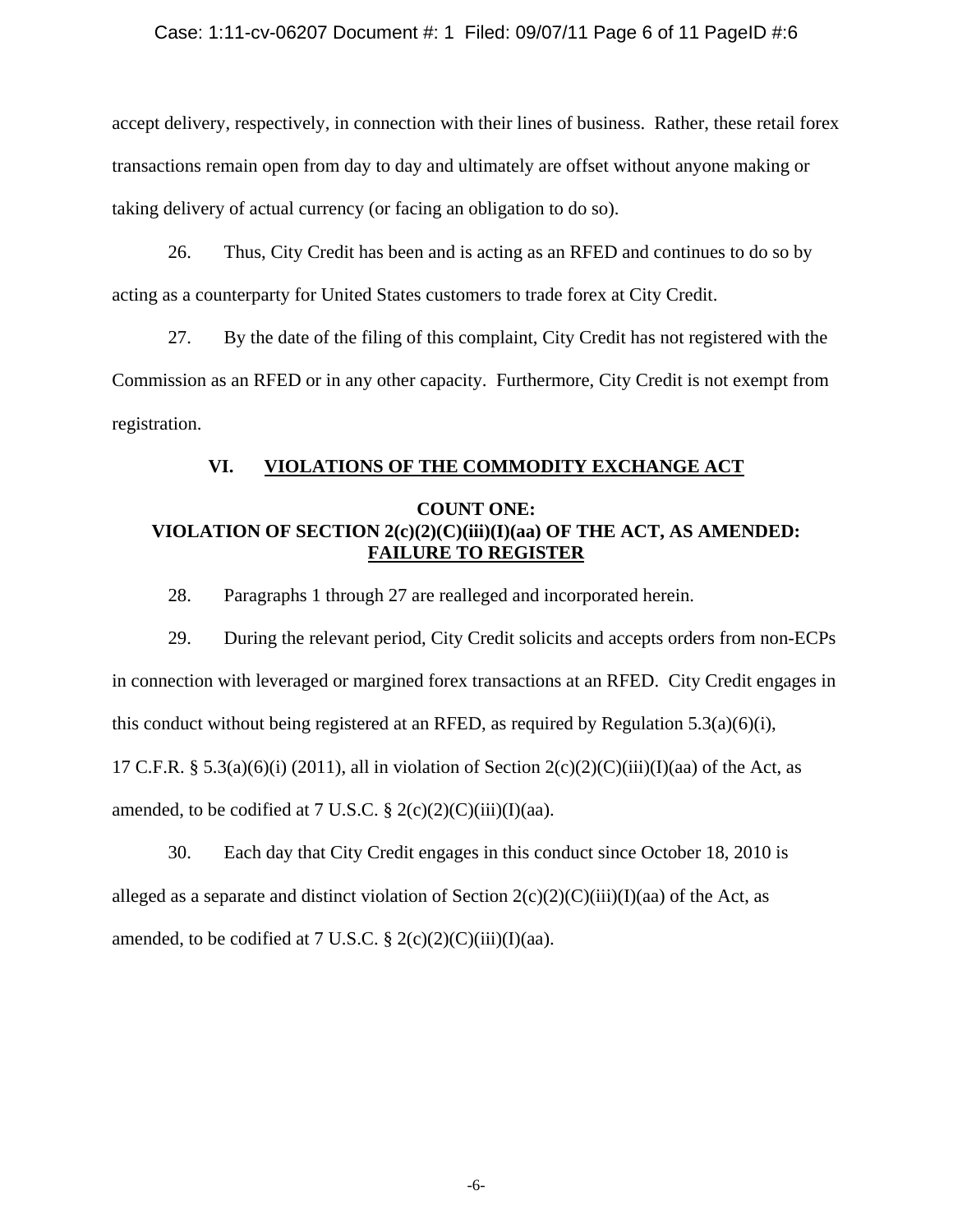accept delivery, respectively, in connection with their lines of business. Rather, these retail forex transactions remain open from day to day and ultimately are offset without anyone making or taking delivery of actual currency (or facing an obligation to do so).

26. Thus, City Credit has been and is acting as an RFED and continues to do so by acting as a counterparty for United States customers to trade forex at City Credit.

27. By the date of the filing of this complaint, City Credit has not registered with the Commission as an RFED or in any other capacity. Furthermore, City Credit is not exempt from registration.

## VI. VIOLATIONS OF THE COMMODITY EXCHANGE ACT

### COUNT ONE: VIOLATION OF SECTION 2(c)(2)(C)(iii)(I)(aa) OF THE ACT, AS AMENDED: FAILURE TO REGISTER

28. Paragraphs 1 through 27 are realleged and incorporated herein.

29. During the relevant period, City Credit solicits and accepts orders from non-ECPs in connection with leveraged or margined forex transactions at an RFED. City Credit engages in this conduct without being registered at an RFED, as required by Regulation 5.3(a)(6)(i), 17 C.F.R. § 5.3(a)(6)(i) (2011), all in violation of Section 2(c)(2)(C)(iii)(I)(aa) of the Act, as amended, to be codified at 7 U.S.C. § 2(c)(2)(C)(iii)(I)(aa).

30. Each day that City Credit engages in this conduct since October 18, 2010 is alleged as a separate and distinct violation of Section 2(c)(2)(C)(iii)(I)(aa) of the Act, as amended, to be codified at 7 U.S.C. § 2(c)(2)(C)(iii)(I)(aa).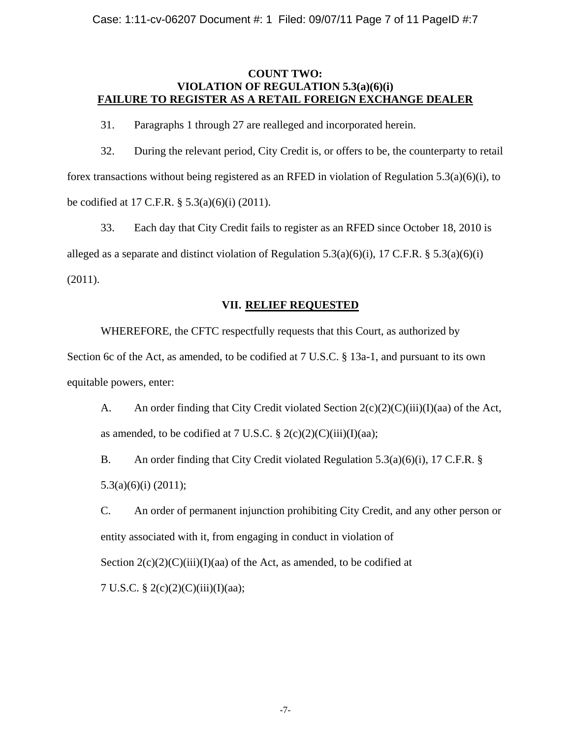**COUNT TWO:**
**VIOLATION OF REGULATION 5.3(a)(6)(i)**
**FAILURE TO REGISTER AS A RETAIL FOREIGN EXCHANGE DEALER**

31. Paragraphs 1 through 27 are realleged and incorporated herein.

32. During the relevant period, City Credit is, or offers to be, the counterparty to retail forex transactions without being registered as an RFED in violation of Regulation 5.3(a)(6)(i), to be codified at 17 C.F.R. § 5.3(a)(6)(i) (2011).

33. Each day that City Credit fails to register as an RFED since October 18, 2010 is alleged as a separate and distinct violation of Regulation 5.3(a)(6)(i), 17 C.F.R. § 5.3(a)(6)(i) (2011).

## VII. RELIEF REQUESTED

WHEREFORE, the CFTC respectfully requests that this Court, as authorized by Section 6c of the Act, as amended, to be codified at 7 U.S.C. § 13a-1, and pursuant to its own equitable powers, enter:

A. An order finding that City Credit violated Section 2(c)(2)(C)(iii)(I)(aa) of the Act, as amended, to be codified at 7 U.S.C. § 2(c)(2)(C)(iii)(I)(aa);

B. An order finding that City Credit violated Regulation 5.3(a)(6)(i), 17 C.F.R. § 5.3(a)(6)(i) (2011);

C. An order of permanent injunction prohibiting City Credit, and any other person or entity associated with it, from engaging in conduct in violation of Section 2(c)(2)(C)(iii)(I)(aa) of the Act, as amended, to be codified at 7 U.S.C. § 2(c)(2)(C)(iii)(I)(aa);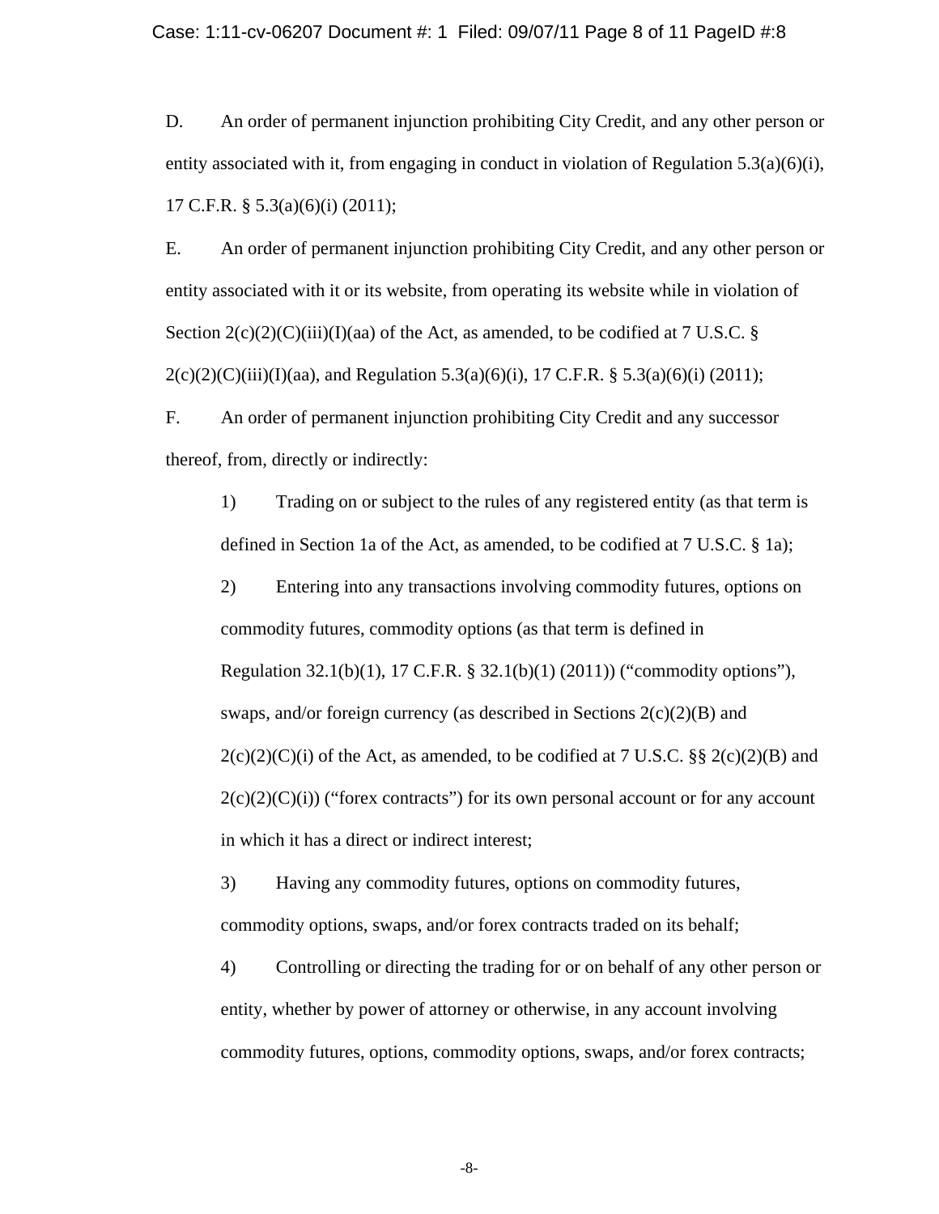D. An order of permanent injunction prohibiting City Credit, and any other person or entity associated with it, from engaging in conduct in violation of Regulation 5.3(a)(6)(i), 17 C.F.R. § 5.3(a)(6)(i) (2011);

E. An order of permanent injunction prohibiting City Credit, and any other person or entity associated with it or its website, from operating its website while in violation of Section 2(c)(2)(C)(iii)(I)(aa) of the Act, as amended, to be codified at 7 U.S.C. § 2(c)(2)(C)(iii)(I)(aa), and Regulation 5.3(a)(6)(i), 17 C.F.R. § 5.3(a)(6)(i) (2011);

F. An order of permanent injunction prohibiting City Credit and any successor thereof, from, directly or indirectly:

1) Trading on or subject to the rules of any registered entity (as that term is defined in Section 1a of the Act, as amended, to be codified at 7 U.S.C. § 1a);

2) Entering into any transactions involving commodity futures, options on commodity futures, commodity options (as that term is defined in Regulation 32.1(b)(1), 17 C.F.R. § 32.1(b)(1) (2011)) ("commodity options"), swaps, and/or foreign currency (as described in Sections 2(c)(2)(B) and 2(c)(2)(C)(i) of the Act, as amended, to be codified at 7 U.S.C. §§ 2(c)(2)(B) and 2(c)(2)(C)(i)) ("forex contracts") for its own personal account or for any account in which it has a direct or indirect interest;

3) Having any commodity futures, options on commodity futures, commodity options, swaps, and/or forex contracts traded on its behalf;

4) Controlling or directing the trading for or on behalf of any other person or entity, whether by power of attorney or otherwise, in any account involving commodity futures, options, commodity options, swaps, and/or forex contracts;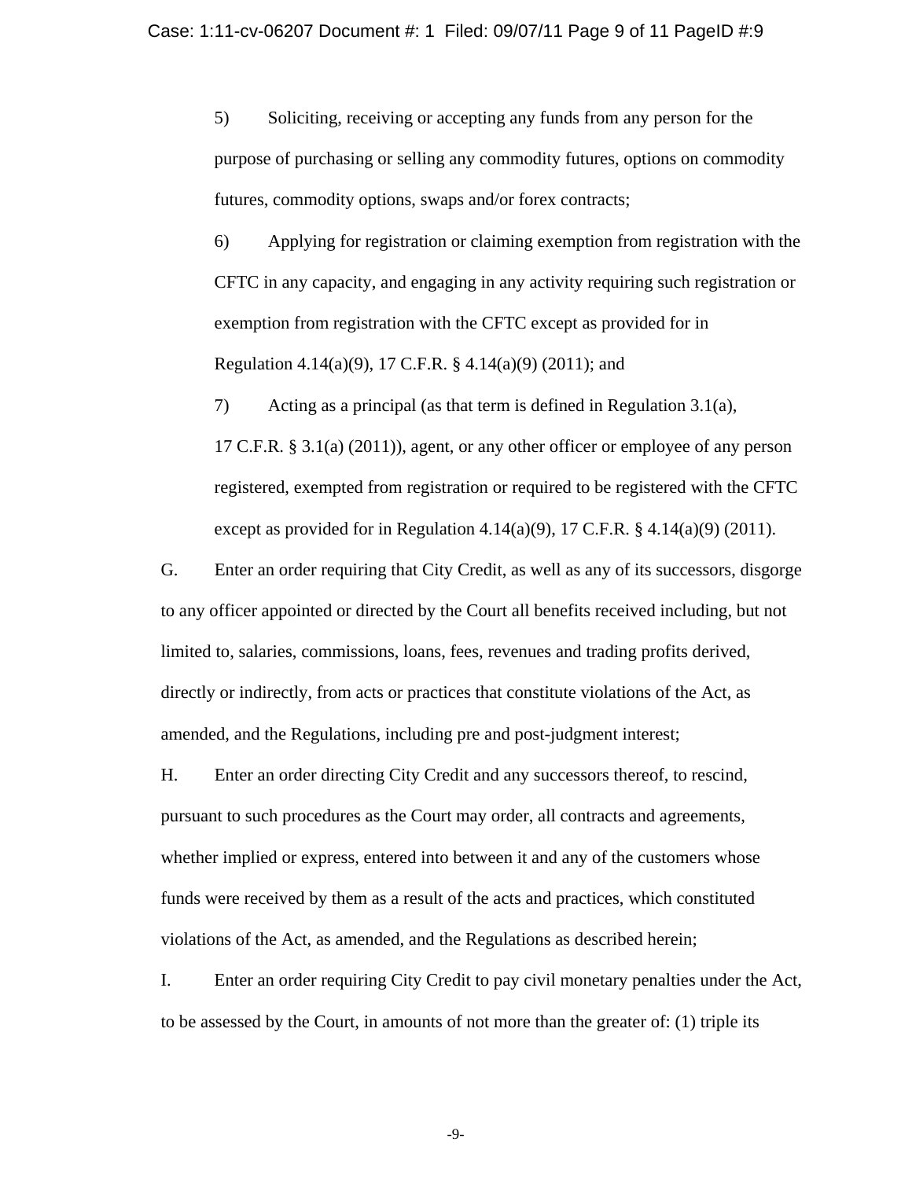5) Soliciting, receiving or accepting any funds from any person for the purpose of purchasing or selling any commodity futures, options on commodity futures, commodity options, swaps and/or forex contracts;

6) Applying for registration or claiming exemption from registration with the CFTC in any capacity, and engaging in any activity requiring such registration or exemption from registration with the CFTC except as provided for in Regulation 4.14(a)(9), 17 C.F.R. § 4.14(a)(9) (2011); and

7) Acting as a principal (as that term is defined in Regulation 3.1(a), 17 C.F.R. § 3.1(a) (2011)), agent, or any other officer or employee of any person registered, exempted from registration or required to be registered with the CFTC except as provided for in Regulation 4.14(a)(9), 17 C.F.R. § 4.14(a)(9) (2011).

G. Enter an order requiring that City Credit, as well as any of its successors, disgorge to any officer appointed or directed by the Court all benefits received including, but not limited to, salaries, commissions, loans, fees, revenues and trading profits derived, directly or indirectly, from acts or practices that constitute violations of the Act, as amended, and the Regulations, including pre and post-judgment interest;

H. Enter an order directing City Credit and any successors thereof, to rescind, pursuant to such procedures as the Court may order, all contracts and agreements, whether implied or express, entered into between it and any of the customers whose funds were received by them as a result of the acts and practices, which constituted violations of the Act, as amended, and the Regulations as described herein;

I. Enter an order requiring City Credit to pay civil monetary penalties under the Act, to be assessed by the Court, in amounts of not more than the greater of: (1) triple its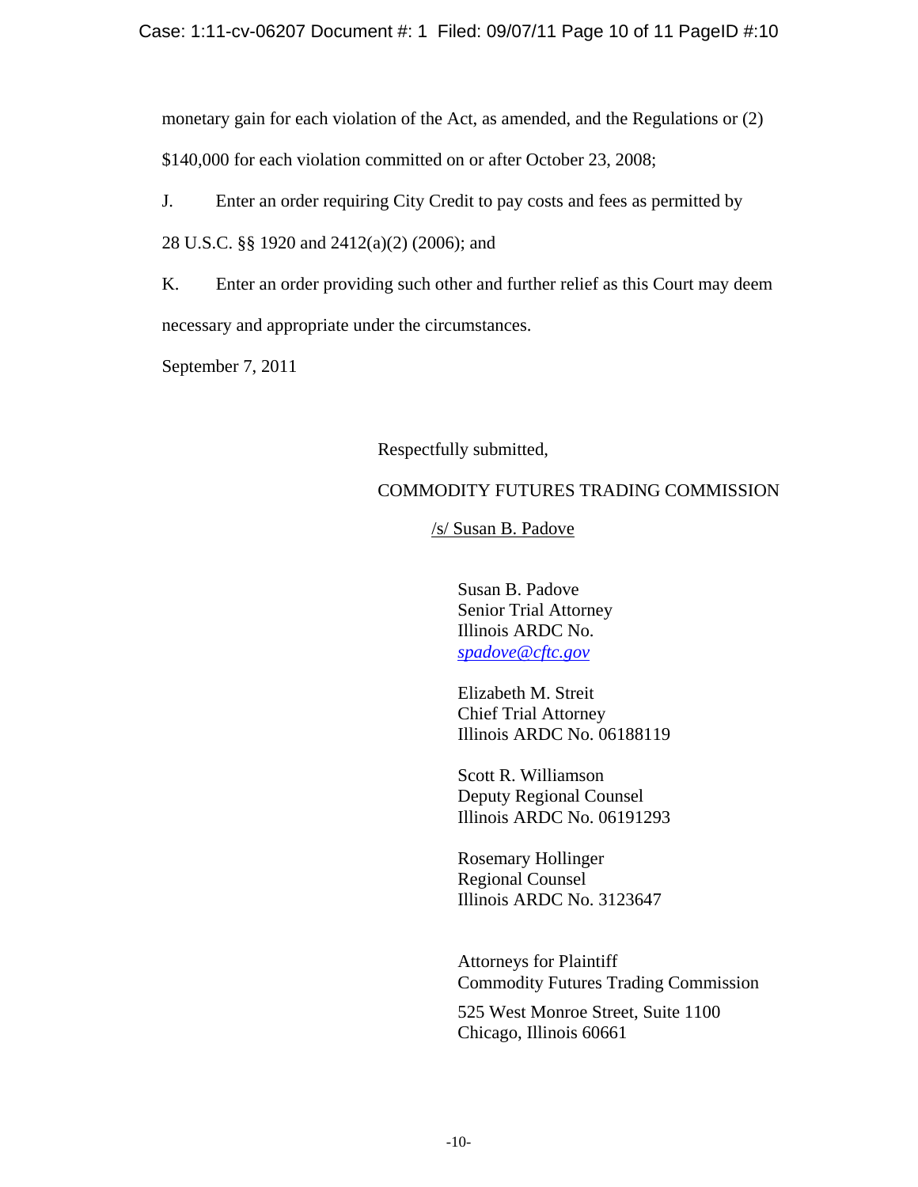monetary gain for each violation of the Act, as amended, and the Regulations or (2) $140,000 for each violation committed on or after October 23, 2008;

J. Enter an order requiring City Credit to pay costs and fees as permitted by 28 U.S.C. §§ 1920 and 2412(a)(2) (2006); and

K. Enter an order providing such other and further relief as this Court may deem necessary and appropriate under the circumstances.

September 7, 2011

Respectfully submitted,

COMMODITY FUTURES TRADING COMMISSION

/s/ Susan B. Padove

Susan B. Padove
Senior Trial Attorney
Illinois ARDC No.
spadove@cftc.gov

Elizabeth M. Streit
Chief Trial Attorney
Illinois ARDC No. 06188119

Scott R. Williamson
Deputy Regional Counsel
Illinois ARDC No. 06191293

Rosemary Hollinger
Regional Counsel
Illinois ARDC No. 3123647

Attorneys for Plaintiff
Commodity Futures Trading Commission

525 West Monroe Street, Suite 1100
Chicago, Illinois 60661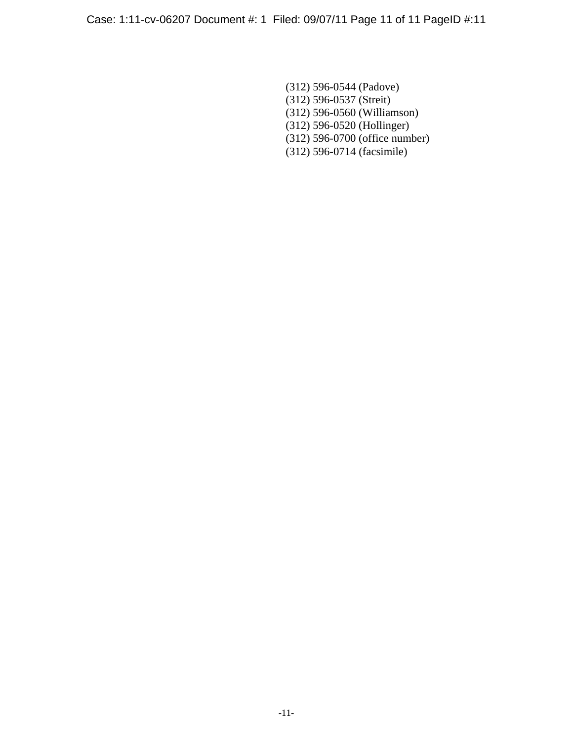(312) 596-0544 (Padove)
(312) 596-0537 (Streit)
(312) 596-0560 (Williamson)
(312) 596-0520 (Hollinger)
(312) 596-0700 (office number)
(312) 596-0714 (facsimile)